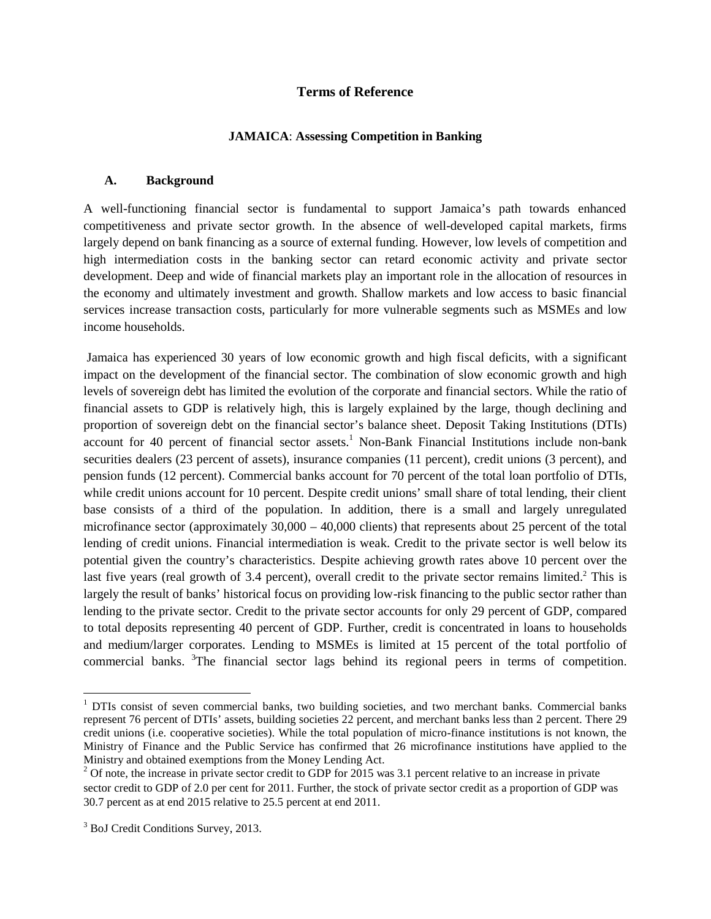# Terms of Reference

## JAMAICA: Assessing Competition in Banking

### A. Background

A well-functioning financial sector is fundamental to support Jamaica's path towards enhanced competitiveness and private sector growth. In the absence of well-developed capital markets, firms largely depend on bank financing as a source of external funding. However, low levels of competition and high intermediation costs in the banking sector can retard economic activity and private sector development. Deep and wide of financial markets play an important role in the allocation of resources in the economy and ultimately investment and growth. Shallow markets and low access to basic financial services increase transaction costs, particularly for more vulnerable segments such as MSMEs and low income households.

Jamaica has experienced 30 years of low economic growth and high fiscal deficits, with a significant impact on the development of the financial sector. The combination of slow economic growth and high levels of sovereign debt has limited the evolution of the corporate and financial sectors. While the ratio of financial assets to GDP is relatively high, this is largely explained by the large, though declining and proportion of sovereign debt on the financial sector's balance sheet. Deposit Taking Institutions (DTIs) account for 40 percent of financial sector assets.[1] Non-Bank Financial Institutions include non-bank securities dealers (23 percent of assets), insurance companies (11 percent), credit unions (3 percent), and pension funds (12 percent). Commercial banks account for 70 percent of the total loan portfolio of DTIs, while credit unions account for 10 percent. Despite credit unions' small share of total lending, their client base consists of a third of the population. In addition, there is a small and largely unregulated microfinance sector (approximately 30,000 – 40,000 clients) that represents about 25 percent of the total lending of credit unions. Financial intermediation is weak. Credit to the private sector is well below its potential given the country's characteristics. Despite achieving growth rates above 10 percent over the last five years (real growth of 3.4 percent), overall credit to the private sector remains limited.[2] This is largely the result of banks' historical focus on providing low-risk financing to the public sector rather than lending to the private sector. Credit to the private sector accounts for only 29 percent of GDP, compared to total deposits representing 40 percent of GDP. Further, credit is concentrated in loans to households and medium/larger corporates. Lending to MSMEs is limited at 15 percent of the total portfolio of commercial banks. [3]The financial sector lags behind its regional peers in terms of competition.

---

[1] DTIs consist of seven commercial banks, two building societies, and two merchant banks. Commercial banks represent 76 percent of DTIs' assets, building societies 22 percent, and merchant banks less than 2 percent. There 29 credit unions (i.e. cooperative societies). While the total population of micro-finance institutions is not known, the Ministry of Finance and the Public Service has confirmed that 26 microfinance institutions have applied to the Ministry and obtained exemptions from the Money Lending Act.

[2] Of note, the increase in private sector credit to GDP for 2015 was 3.1 percent relative to an increase in private sector credit to GDP of 2.0 per cent for 2011. Further, the stock of private sector credit as a proportion of GDP was 30.7 percent as at end 2015 relative to 25.5 percent at end 2011.

[3] BoJ Credit Conditions Survey, 2013.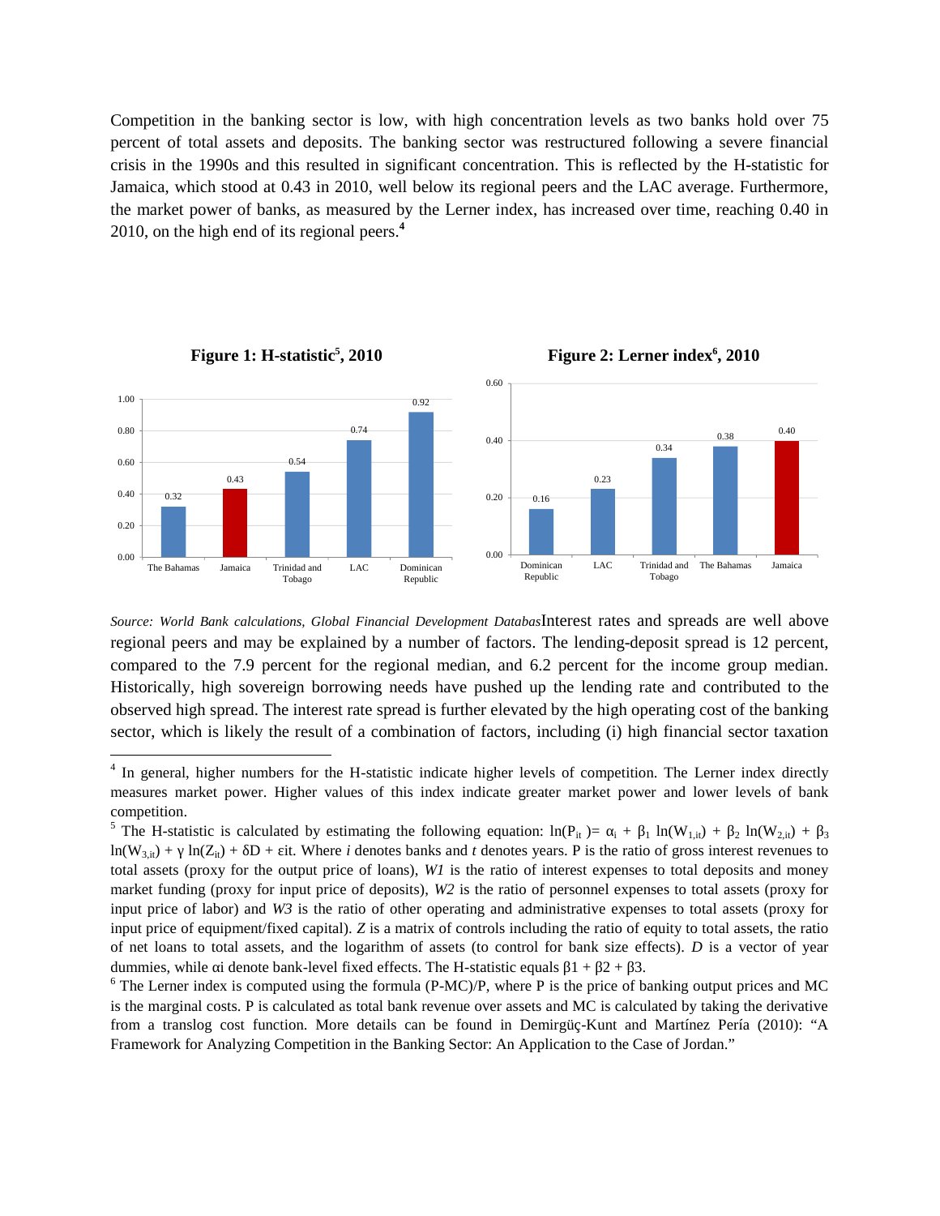Competition in the banking sector is low, with high concentration levels as two banks hold over 75 percent of total assets and deposits. The banking sector was restructured following a severe financial crisis in the 1990s and this resulted in significant concentration. This is reflected by the H-statistic for Jamaica, which stood at 0.43 in 2010, well below its regional peers and the LAC average. Furthermore, the market power of banks, as measured by the Lerner index, has increased over time, reaching 0.40 in 2010, on the high end of its regional peers.[4]

**Figure 1: H-statistic[5], 2010**

| Country | H-statistic |
| --- | --- |
| The Bahamas | 0.32 |
| Jamaica | 0.43 |
| Trinidad and Tobago | 0.54 |
| LAC | 0.74 |
| Dominican Republic | 0.92 |

**Figure 2: Lerner index[6], 2010**

| Country | Lerner index |
| --- | --- |
| Dominican Republic | 0.16 |
| LAC | 0.23 |
| Trinidad and Tobago | 0.34 |
| The Bahamas | 0.38 |
| Jamaica | 0.40 |

*Source: World Bank calculations, Global Financial Development Databas*

Interest rates and spreads are well above regional peers and may be explained by a number of factors. The lending-deposit spread is 12 percent, compared to the 7.9 percent for the regional median, and 6.2 percent for the income group median. Historically, high sovereign borrowing needs have pushed up the lending rate and contributed to the observed high spread. The interest rate spread is further elevated by the high operating cost of the banking sector, which is likely the result of a combination of factors, including (i) high financial sector taxation

---

[4] In general, higher numbers for the H-statistic indicate higher levels of competition. The Lerner index directly measures market power. Higher values of this index indicate greater market power and lower levels of bank competition.

[5] The H-statistic is calculated by estimating the following equation: $\ln(P_{it}) = \alpha_i + \beta_1 \ln(W_{1,it}) + \beta_2 \ln(W_{2,it}) + \beta_3 \ln(W_{3,it}) + \gamma \ln(Z_{it}) + \delta D + \varepsilon it$. Where *i* denotes banks and *t* denotes years. P is the ratio of gross interest revenues to total assets (proxy for the output price of loans), *W1* is the ratio of interest expenses to total deposits and money market funding (proxy for input price of deposits), *W2* is the ratio of personnel expenses to total assets (proxy for input price of labor) and *W3* is the ratio of other operating and administrative expenses to total assets (proxy for input price of equipment/fixed capital). *Z* is a matrix of controls including the ratio of equity to total assets, the ratio of net loans to total assets, and the logarithm of assets (to control for bank size effects). *D* is a vector of year dummies, while $\alpha i$ denote bank-level fixed effects. The H-statistic equals $\beta 1 + \beta 2 + \beta 3$.

[6] The Lerner index is computed using the formula (P-MC)/P, where P is the price of banking output prices and MC is the marginal costs. P is calculated as total bank revenue over assets and MC is calculated by taking the derivative from a translog cost function. More details can be found in Demirgüç-Kunt and Martínez Pería (2010): "A Framework for Analyzing Competition in the Banking Sector: An Application to the Case of Jordan."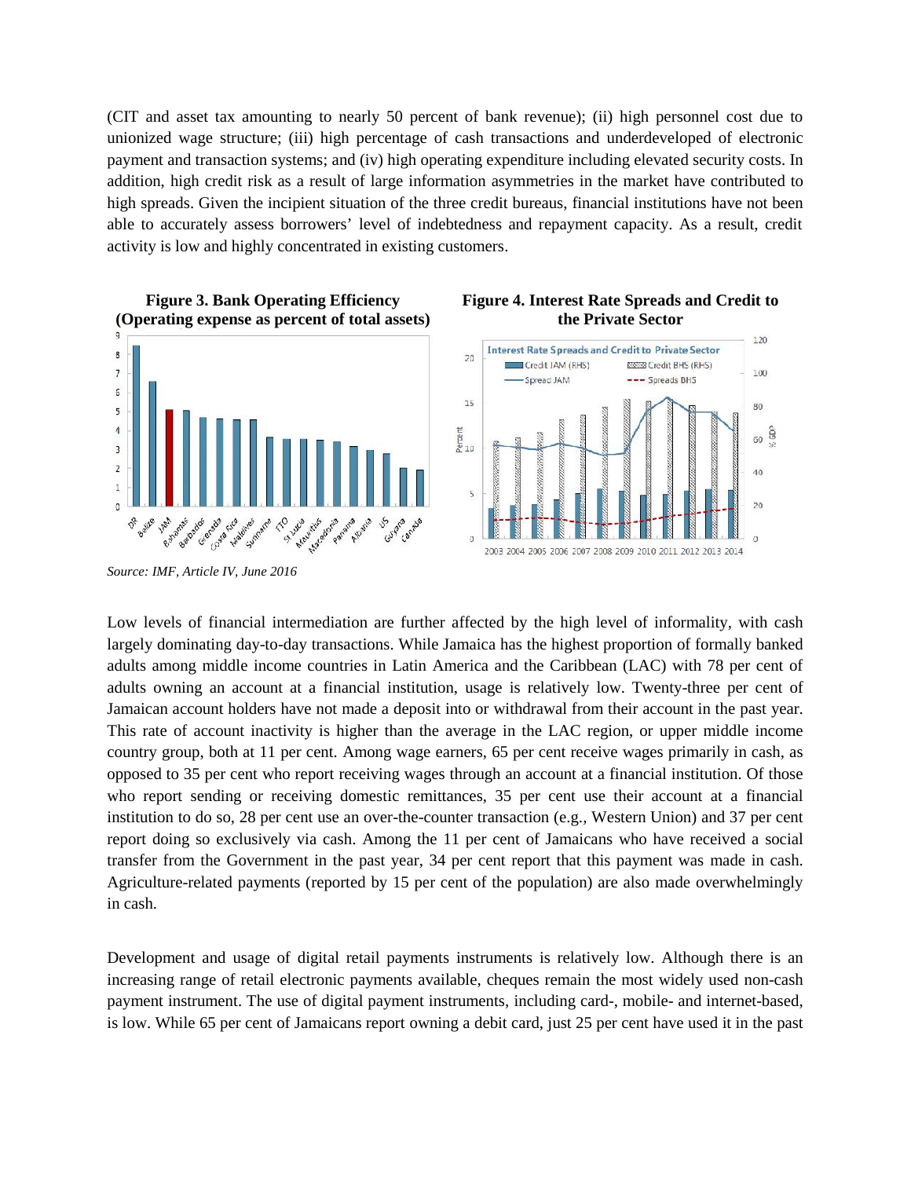(CIT and asset tax amounting to nearly 50 percent of bank revenue); (ii) high personnel cost due to unionized wage structure; (iii) high percentage of cash transactions and underdeveloped of electronic payment and transaction systems; and (iv) high operating expenditure including elevated security costs. In addition, high credit risk as a result of large information asymmetries in the market have contributed to high spreads. Given the incipient situation of the three credit bureaus, financial institutions have not been able to accurately assess borrowers' level of indebtedness and repayment capacity. As a result, credit activity is low and highly concentrated in existing customers.

**Figure 3. Bank Operating Efficiency (Operating expense as percent of total assets)**

**Figure 4. Interest Rate Spreads and Credit to the Private Sector**

*Source: IMF, Article IV, June 2016*

Low levels of financial intermediation are further affected by the high level of informality, with cash largely dominating day-to-day transactions. While Jamaica has the highest proportion of formally banked adults among middle income countries in Latin America and the Caribbean (LAC) with 78 per cent of adults owning an account at a financial institution, usage is relatively low. Twenty-three per cent of Jamaican account holders have not made a deposit into or withdrawal from their account in the past year. This rate of account inactivity is higher than the average in the LAC region, or upper middle income country group, both at 11 per cent. Among wage earners, 65 per cent receive wages primarily in cash, as opposed to 35 per cent who report receiving wages through an account at a financial institution. Of those who report sending or receiving domestic remittances, 35 per cent use their account at a financial institution to do so, 28 per cent use an over-the-counter transaction (e.g., Western Union) and 37 per cent report doing so exclusively via cash. Among the 11 per cent of Jamaicans who have received a social transfer from the Government in the past year, 34 per cent report that this payment was made in cash. Agriculture-related payments (reported by 15 per cent of the population) are also made overwhelmingly in cash.

Development and usage of digital retail payments instruments is relatively low. Although there is an increasing range of retail electronic payments available, cheques remain the most widely used non-cash payment instrument. The use of digital payment instruments, including card-, mobile- and internet-based, is low. While 65 per cent of Jamaicans report owning a debit card, just 25 per cent have used it in the past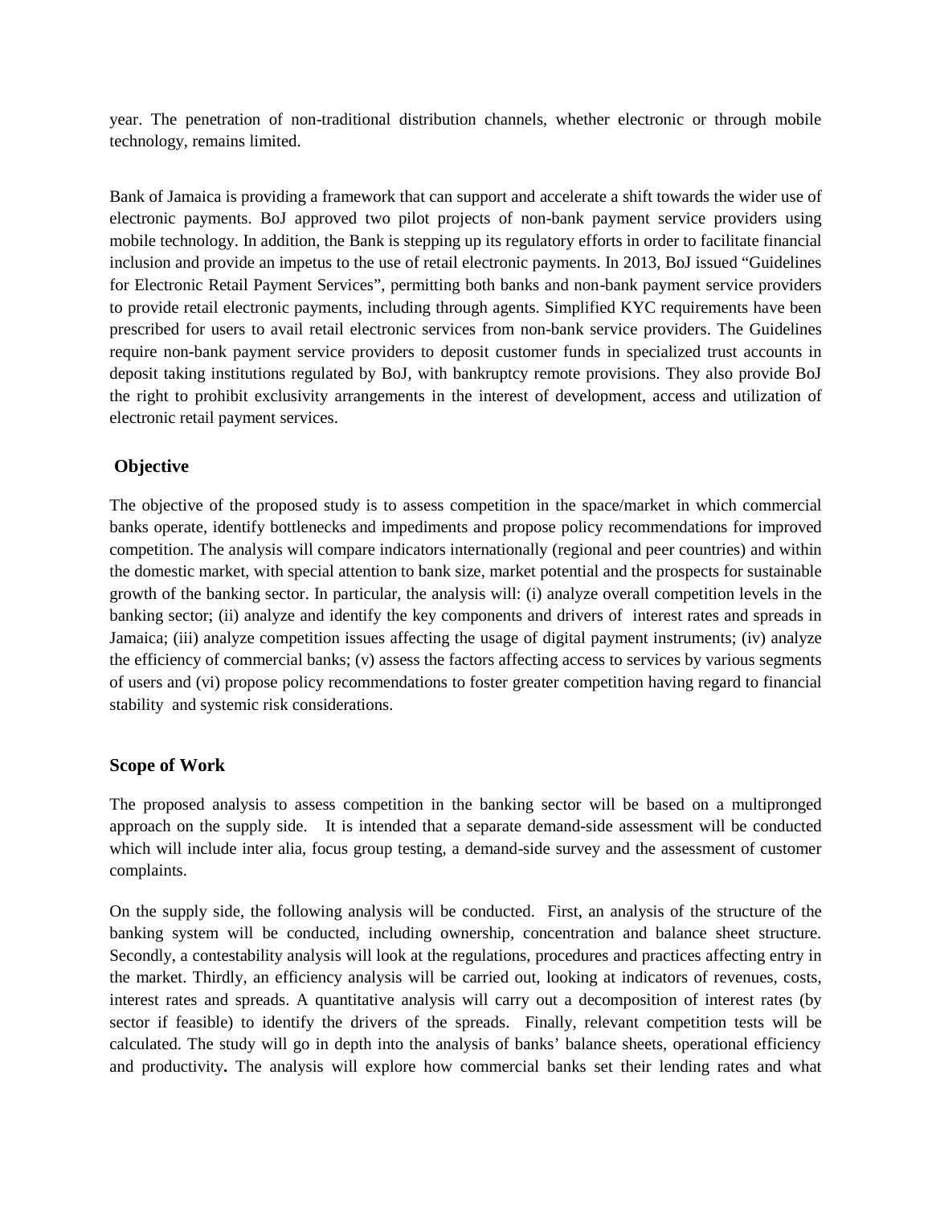year. The penetration of non-traditional distribution channels, whether electronic or through mobile technology, remains limited.

Bank of Jamaica is providing a framework that can support and accelerate a shift towards the wider use of electronic payments. BoJ approved two pilot projects of non-bank payment service providers using mobile technology. In addition, the Bank is stepping up its regulatory efforts in order to facilitate financial inclusion and provide an impetus to the use of retail electronic payments. In 2013, BoJ issued "Guidelines for Electronic Retail Payment Services", permitting both banks and non-bank payment service providers to provide retail electronic payments, including through agents. Simplified KYC requirements have been prescribed for users to avail retail electronic services from non-bank service providers. The Guidelines require non-bank payment service providers to deposit customer funds in specialized trust accounts in deposit taking institutions regulated by BoJ, with bankruptcy remote provisions. They also provide BoJ the right to prohibit exclusivity arrangements in the interest of development, access and utilization of electronic retail payment services.

## Objective

The objective of the proposed study is to assess competition in the space/market in which commercial banks operate, identify bottlenecks and impediments and propose policy recommendations for improved competition. The analysis will compare indicators internationally (regional and peer countries) and within the domestic market, with special attention to bank size, market potential and the prospects for sustainable growth of the banking sector. In particular, the analysis will: (i) analyze overall competition levels in the banking sector; (ii) analyze and identify the key components and drivers of interest rates and spreads in Jamaica; (iii) analyze competition issues affecting the usage of digital payment instruments; (iv) analyze the efficiency of commercial banks; (v) assess the factors affecting access to services by various segments of users and (vi) propose policy recommendations to foster greater competition having regard to financial stability and systemic risk considerations.

## Scope of Work

The proposed analysis to assess competition in the banking sector will be based on a multipronged approach on the supply side. It is intended that a separate demand-side assessment will be conducted which will include inter alia, focus group testing, a demand-side survey and the assessment of customer complaints.

On the supply side, the following analysis will be conducted. First, an analysis of the structure of the banking system will be conducted, including ownership, concentration and balance sheet structure. Secondly, a contestability analysis will look at the regulations, procedures and practices affecting entry in the market. Thirdly, an efficiency analysis will be carried out, looking at indicators of revenues, costs, interest rates and spreads. A quantitative analysis will carry out a decomposition of interest rates (by sector if feasible) to identify the drivers of the spreads. Finally, relevant competition tests will be calculated. The study will go in depth into the analysis of banks' balance sheets, operational efficiency and productivity**.** The analysis will explore how commercial banks set their lending rates and what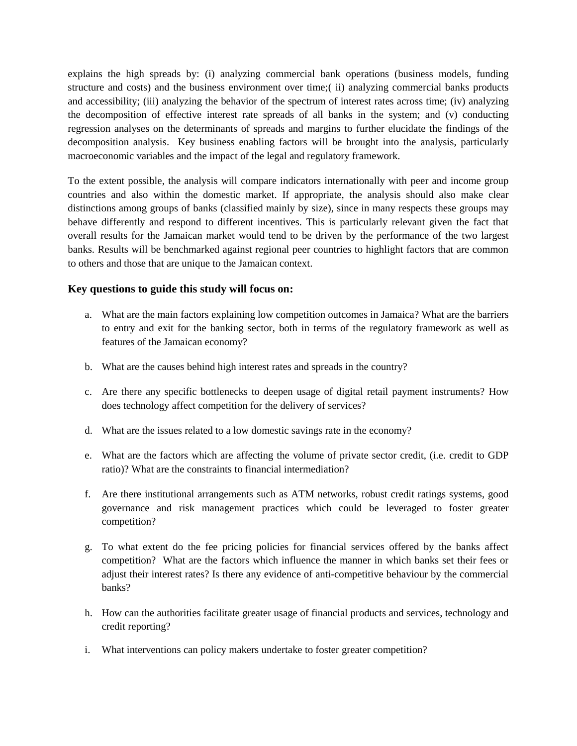explains the high spreads by: (i) analyzing commercial bank operations (business models, funding structure and costs) and the business environment over time;( ii) analyzing commercial banks products and accessibility; (iii) analyzing the behavior of the spectrum of interest rates across time; (iv) analyzing the decomposition of effective interest rate spreads of all banks in the system; and (v) conducting regression analyses on the determinants of spreads and margins to further elucidate the findings of the decomposition analysis. Key business enabling factors will be brought into the analysis, particularly macroeconomic variables and the impact of the legal and regulatory framework.

To the extent possible, the analysis will compare indicators internationally with peer and income group countries and also within the domestic market. If appropriate, the analysis should also make clear distinctions among groups of banks (classified mainly by size), since in many respects these groups may behave differently and respond to different incentives. This is particularly relevant given the fact that overall results for the Jamaican market would tend to be driven by the performance of the two largest banks. Results will be benchmarked against regional peer countries to highlight factors that are common to others and those that are unique to the Jamaican context.

### Key questions to guide this study will focus on:

a. What are the main factors explaining low competition outcomes in Jamaica? What are the barriers to entry and exit for the banking sector, both in terms of the regulatory framework as well as features of the Jamaican economy?

b. What are the causes behind high interest rates and spreads in the country?

c. Are there any specific bottlenecks to deepen usage of digital retail payment instruments? How does technology affect competition for the delivery of services?

d. What are the issues related to a low domestic savings rate in the economy?

e. What are the factors which are affecting the volume of private sector credit, (i.e. credit to GDP ratio)? What are the constraints to financial intermediation?

f. Are there institutional arrangements such as ATM networks, robust credit ratings systems, good governance and risk management practices which could be leveraged to foster greater competition?

g. To what extent do the fee pricing policies for financial services offered by the banks affect competition? What are the factors which influence the manner in which banks set their fees or adjust their interest rates? Is there any evidence of anti-competitive behaviour by the commercial banks?

h. How can the authorities facilitate greater usage of financial products and services, technology and credit reporting?

i. What interventions can policy makers undertake to foster greater competition?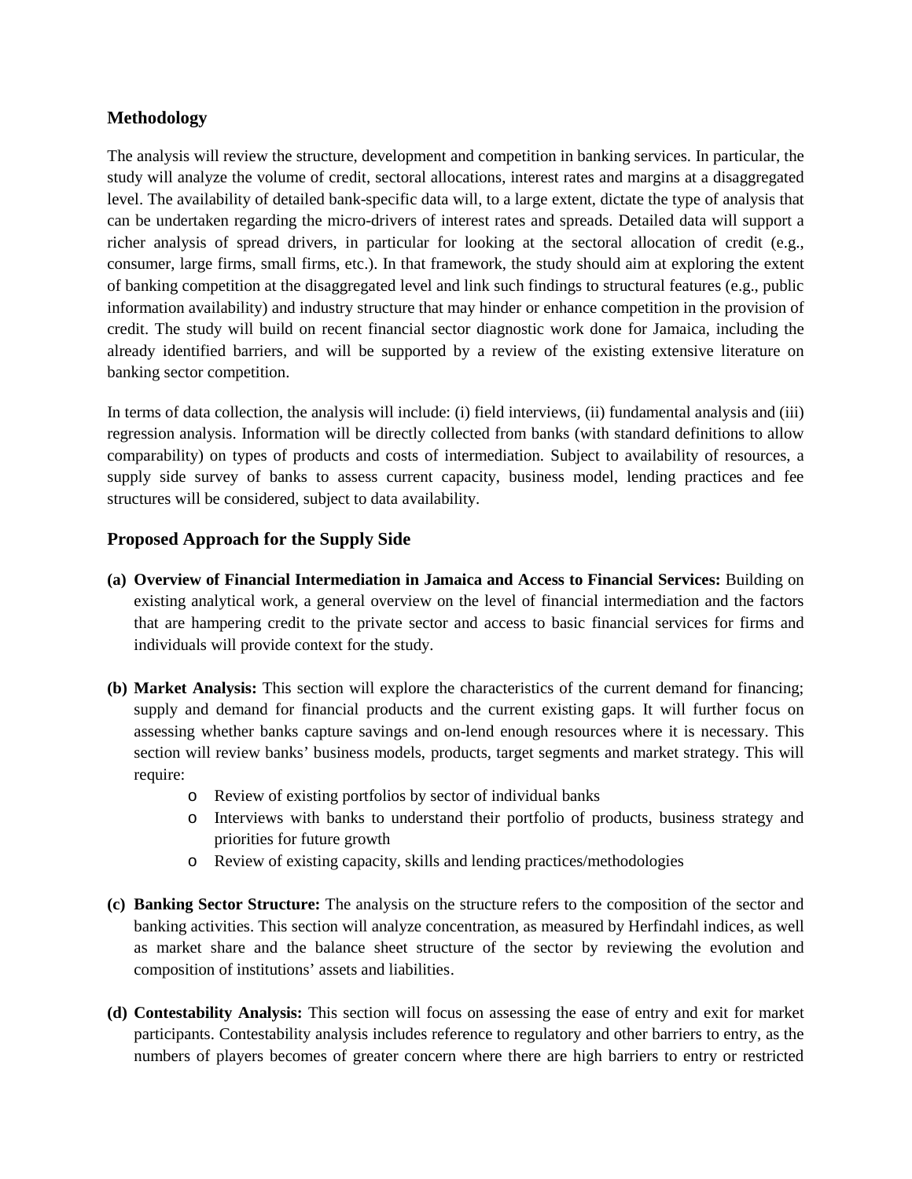## Methodology

The analysis will review the structure, development and competition in banking services. In particular, the study will analyze the volume of credit, sectoral allocations, interest rates and margins at a disaggregated level. The availability of detailed bank-specific data will, to a large extent, dictate the type of analysis that can be undertaken regarding the micro-drivers of interest rates and spreads. Detailed data will support a richer analysis of spread drivers, in particular for looking at the sectoral allocation of credit (e.g., consumer, large firms, small firms, etc.). In that framework, the study should aim at exploring the extent of banking competition at the disaggregated level and link such findings to structural features (e.g., public information availability) and industry structure that may hinder or enhance competition in the provision of credit. The study will build on recent financial sector diagnostic work done for Jamaica, including the already identified barriers, and will be supported by a review of the existing extensive literature on banking sector competition.

In terms of data collection, the analysis will include: (i) field interviews, (ii) fundamental analysis and (iii) regression analysis. Information will be directly collected from banks (with standard definitions to allow comparability) on types of products and costs of intermediation. Subject to availability of resources, a supply side survey of banks to assess current capacity, business model, lending practices and fee structures will be considered, subject to data availability.

## Proposed Approach for the Supply Side

**(a) Overview of Financial Intermediation in Jamaica and Access to Financial Services:** Building on existing analytical work, a general overview on the level of financial intermediation and the factors that are hampering credit to the private sector and access to basic financial services for firms and individuals will provide context for the study.

**(b) Market Analysis:** This section will explore the characteristics of the current demand for financing; supply and demand for financial products and the current existing gaps. It will further focus on assessing whether banks capture savings and on-lend enough resources where it is necessary. This section will review banks' business models, products, target segments and market strategy. This will require:

- Review of existing portfolios by sector of individual banks
- Interviews with banks to understand their portfolio of products, business strategy and priorities for future growth
- Review of existing capacity, skills and lending practices/methodologies

**(c) Banking Sector Structure:** The analysis on the structure refers to the composition of the sector and banking activities. This section will analyze concentration, as measured by Herfindahl indices, as well as market share and the balance sheet structure of the sector by reviewing the evolution and composition of institutions' assets and liabilities.

**(d) Contestability Analysis:** This section will focus on assessing the ease of entry and exit for market participants. Contestability analysis includes reference to regulatory and other barriers to entry, as the numbers of players becomes of greater concern where there are high barriers to entry or restricted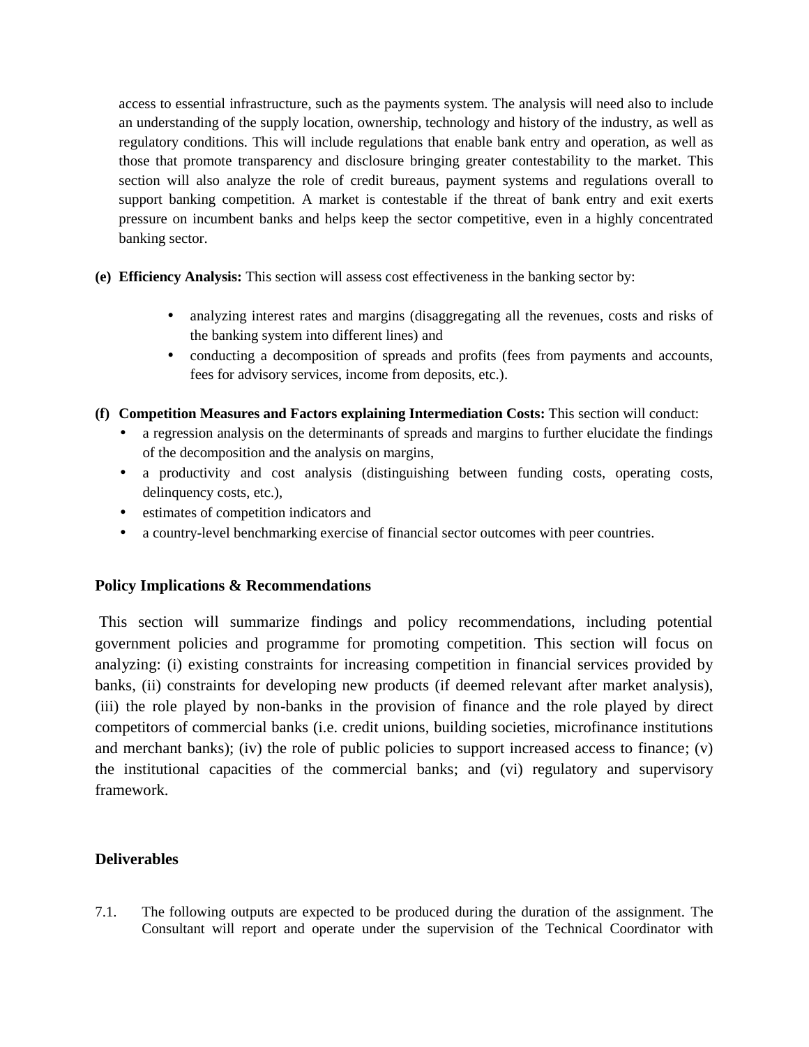access to essential infrastructure, such as the payments system. The analysis will need also to include an understanding of the supply location, ownership, technology and history of the industry, as well as regulatory conditions. This will include regulations that enable bank entry and operation, as well as those that promote transparency and disclosure bringing greater contestability to the market. This section will also analyze the role of credit bureaus, payment systems and regulations overall to support banking competition. A market is contestable if the threat of bank entry and exit exerts pressure on incumbent banks and helps keep the sector competitive, even in a highly concentrated banking sector.

**(e) Efficiency Analysis:** This section will assess cost effectiveness in the banking sector by:

- analyzing interest rates and margins (disaggregating all the revenues, costs and risks of the banking system into different lines) and
- conducting a decomposition of spreads and profits (fees from payments and accounts, fees for advisory services, income from deposits, etc.).

**(f) Competition Measures and Factors explaining Intermediation Costs:** This section will conduct:

- a regression analysis on the determinants of spreads and margins to further elucidate the findings of the decomposition and the analysis on margins,
- a productivity and cost analysis (distinguishing between funding costs, operating costs, delinquency costs, etc.),
- estimates of competition indicators and
- a country-level benchmarking exercise of financial sector outcomes with peer countries.

## Policy Implications & Recommendations

This section will summarize findings and policy recommendations, including potential government policies and programme for promoting competition. This section will focus on analyzing: (i) existing constraints for increasing competition in financial services provided by banks, (ii) constraints for developing new products (if deemed relevant after market analysis), (iii) the role played by non-banks in the provision of finance and the role played by direct competitors of commercial banks (i.e. credit unions, building societies, microfinance institutions and merchant banks); (iv) the role of public policies to support increased access to finance; (v) the institutional capacities of the commercial banks; and (vi) regulatory and supervisory framework.

## Deliverables

7.1. The following outputs are expected to be produced during the duration of the assignment. The Consultant will report and operate under the supervision of the Technical Coordinator with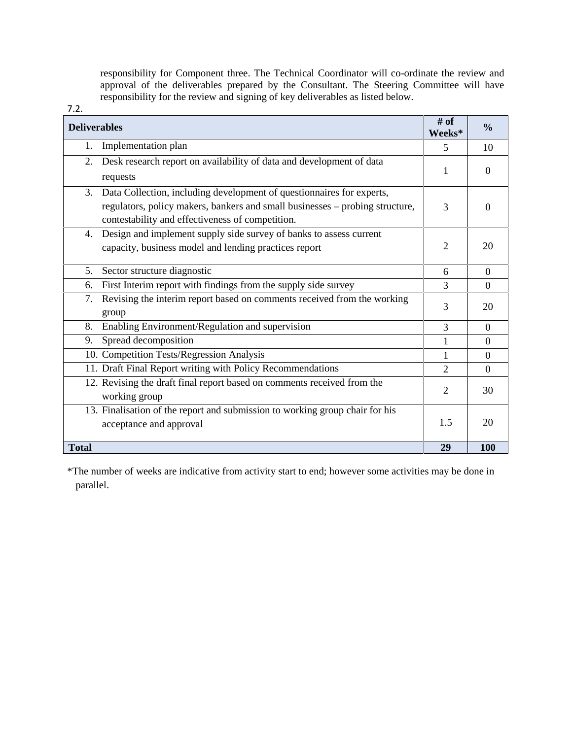responsibility for Component three. The Technical Coordinator will co-ordinate the review and approval of the deliverables prepared by the Consultant. The Steering Committee will have responsibility for the review and signing of key deliverables as listed below.

7.2.

| Deliverables | # of Weeks* | % |
|---|---|---|
| 1. Implementation plan | 5 | 10 |
| 2. Desk research report on availability of data and development of data requests | 1 | 0 |
| 3. Data Collection, including development of questionnaires for experts, regulators, policy makers, bankers and small businesses – probing structure, contestability and effectiveness of competition. | 3 | 0 |
| 4. Design and implement supply side survey of banks to assess current capacity, business model and lending practices report | 2 | 20 |
| 5. Sector structure diagnostic | 6 | 0 |
| 6. First Interim report with findings from the supply side survey | 3 | 0 |
| 7. Revising the interim report based on comments received from the working group | 3 | 20 |
| 8. Enabling Environment/Regulation and supervision | 3 | 0 |
| 9. Spread decomposition | 1 | 0 |
| 10. Competition Tests/Regression Analysis | 1 | 0 |
| 11. Draft Final Report writing with Policy Recommendations | 2 | 0 |
| 12. Revising the draft final report based on comments received from the working group | 2 | 30 |
| 13. Finalisation of the report and submission to working group chair for his acceptance and approval | 1.5 | 20 |
| **Total** | **29** | **100** |

*The number of weeks are indicative from activity start to end; however some activities may be done in parallel.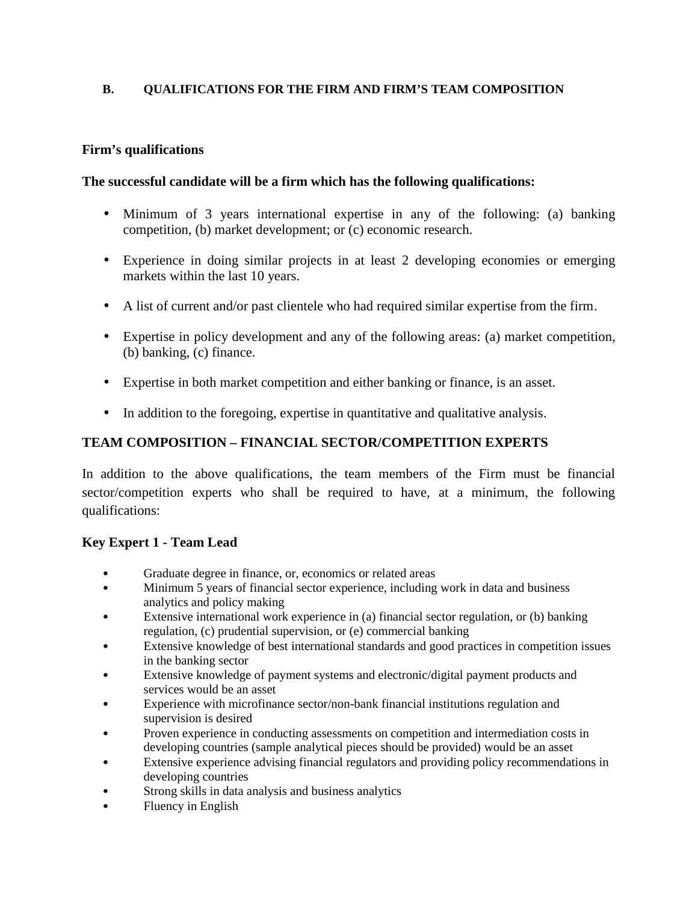## B. QUALIFICATIONS FOR THE FIRM AND FIRM'S TEAM COMPOSITION

**Firm's qualifications**

**The successful candidate will be a firm which has the following qualifications:**

- Minimum of 3 years international expertise in any of the following: (a) banking competition, (b) market development; or (c) economic research.
- Experience in doing similar projects in at least 2 developing economies or emerging markets within the last 10 years.
- A list of current and/or past clientele who had required similar expertise from the firm.
- Expertise in policy development and any of the following areas: (a) market competition, (b) banking, (c) finance.
- Expertise in both market competition and either banking or finance, is an asset.
- In addition to the foregoing, expertise in quantitative and qualitative analysis.

**TEAM COMPOSITION – FINANCIAL SECTOR/COMPETITION EXPERTS**

In addition to the above qualifications, the team members of the Firm must be financial sector/competition experts who shall be required to have, at a minimum, the following qualifications:

**Key Expert 1 - Team Lead**

- Graduate degree in finance, or, economics or related areas
- Minimum 5 years of financial sector experience, including work in data and business analytics and policy making
- Extensive international work experience in (a) financial sector regulation, or (b) banking regulation, (c) prudential supervision, or (e) commercial banking
- Extensive knowledge of best international standards and good practices in competition issues in the banking sector
- Extensive knowledge of payment systems and electronic/digital payment products and services would be an asset
- Experience with microfinance sector/non-bank financial institutions regulation and supervision is desired
- Proven experience in conducting assessments on competition and intermediation costs in developing countries (sample analytical pieces should be provided) would be an asset
- Extensive experience advising financial regulators and providing policy recommendations in developing countries
- Strong skills in data analysis and business analytics
- Fluency in English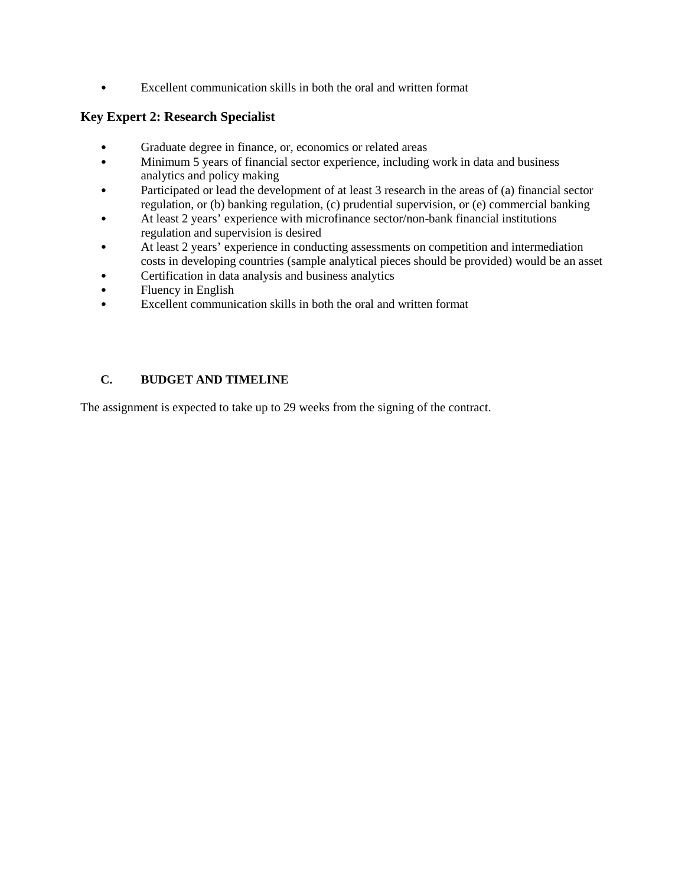- Excellent communication skills in both the oral and written format

### Key Expert 2: Research Specialist

- Graduate degree in finance, or, economics or related areas
- Minimum 5 years of financial sector experience, including work in data and business analytics and policy making
- Participated or lead the development of at least 3 research in the areas of (a) financial sector regulation, or (b) banking regulation, (c) prudential supervision, or (e) commercial banking
- At least 2 years' experience with microfinance sector/non-bank financial institutions regulation and supervision is desired
- At least 2 years' experience in conducting assessments on competition and intermediation costs in developing countries (sample analytical pieces should be provided) would be an asset
- Certification in data analysis and business analytics
- Fluency in English
- Excellent communication skills in both the oral and written format

## C. BUDGET AND TIMELINE

The assignment is expected to take up to 29 weeks from the signing of the contract.